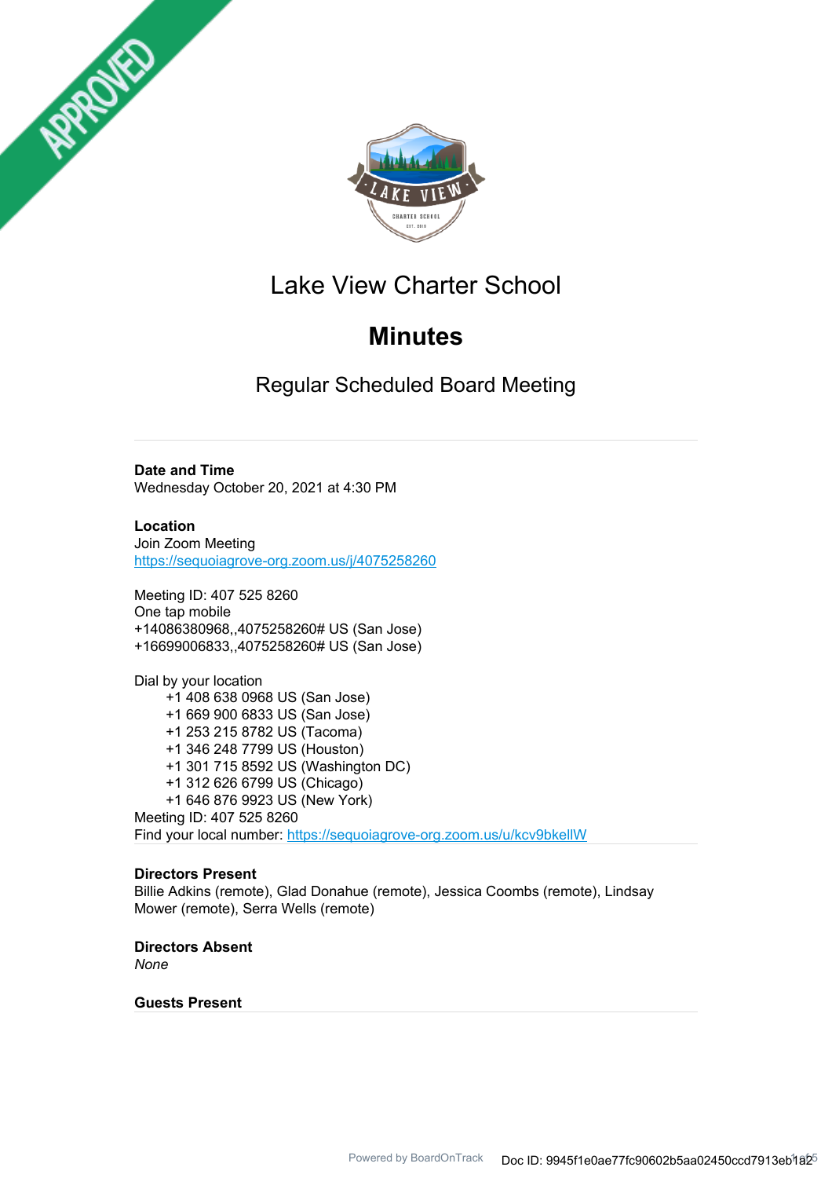# Lake View Charter School

## Minutes

### Regular Scheduled Board Meeting

**Date and Time**
Wednesday October 20, 2021 at 4:30 PM

**Location**
Join Zoom Meeting
https://sequoiagrove-org.zoom.us/j/4075258260

Meeting ID: 407 525 8260
One tap mobile
+14086380968,,4075258260# US (San Jose)
+16699006833,,4075258260# US (San Jose)

Dial by your location
+1 408 638 0968 US (San Jose)
+1 669 900 6833 US (San Jose)
+1 253 215 8782 US (Tacoma)
+1 346 248 7799 US (Houston)
+1 301 715 8592 US (Washington DC)
+1 312 626 6799 (Chicago)
+1 646 876 9923 US (New York)
Meeting ID: 407 525 8260
Find your local number: https://sequoiagrove-org.zoom.us/u/kcv9bkellW

**Directors Present**
Billie Adkins (remote), Glad Donahue (remote), Jessica Coombs (remote), Lindsay Mower (remote), Serra Wells (remote)

**Directors Absent**
*None*

**Guests Present**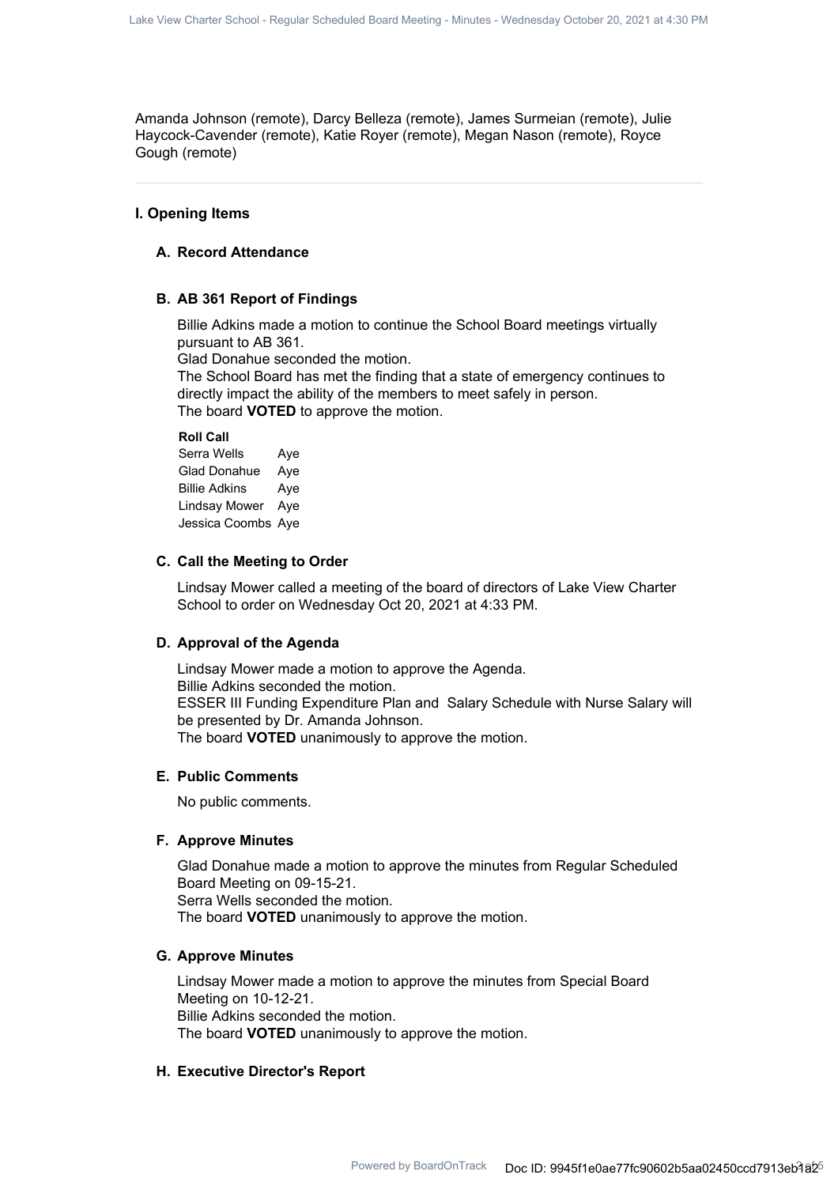Amanda Johnson (remote), Darcy Belleza (remote), James Surmeian (remote), Julie Haycock-Cavender (remote), Katie Royer (remote), Megan Nason (remote), Royce Gough (remote)

---

## I. Opening Items

### A. Record Attendance

### B. AB 361 Report of Findings

Billie Adkins made a motion to continue the School Board meetings virtually pursuant to AB 361.
Glad Donahue seconded the motion.
The School Board has met the finding that a state of emergency continues to directly impact the ability of the members to meet safely in person.
The board **VOTED** to approve the motion.

**Roll Call**

| | |
|---|---|
| Serra Wells | Aye |
| Glad Donahue | Aye |
| Billie Adkins | Aye |
| Lindsay Mower | Aye |
| Jessica Coombs | Aye |

### C. Call the Meeting to Order

Lindsay Mower called a meeting of the board of directors of Lake View Charter School to order on Wednesday Oct 20, 2021 at 4:33 PM.

### D. Approval of the Agenda

Lindsay Mower made a motion to approve the Agenda.
Billie Adkins seconded the motion.
ESSER III Funding Expenditure Plan and Salary Schedule with Nurse Salary will be presented by Dr. Amanda Johnson.
The board **VOTED** unanimously to approve the motion.

### E. Public Comments

No public comments.

### F. Approve Minutes

Glad Donahue made a motion to approve the minutes from Regular Scheduled Board Meeting on 09-15-21.
Serra Wells seconded the motion.
The board **VOTED** unanimously to approve the motion.

### G. Approve Minutes

Lindsay Mower made a motion to approve the minutes from Special Board Meeting on 10-12-21.
Billie Adkins seconded the motion.
The board **VOTED** unanimously to approve the motion.

### H. Executive Director's Report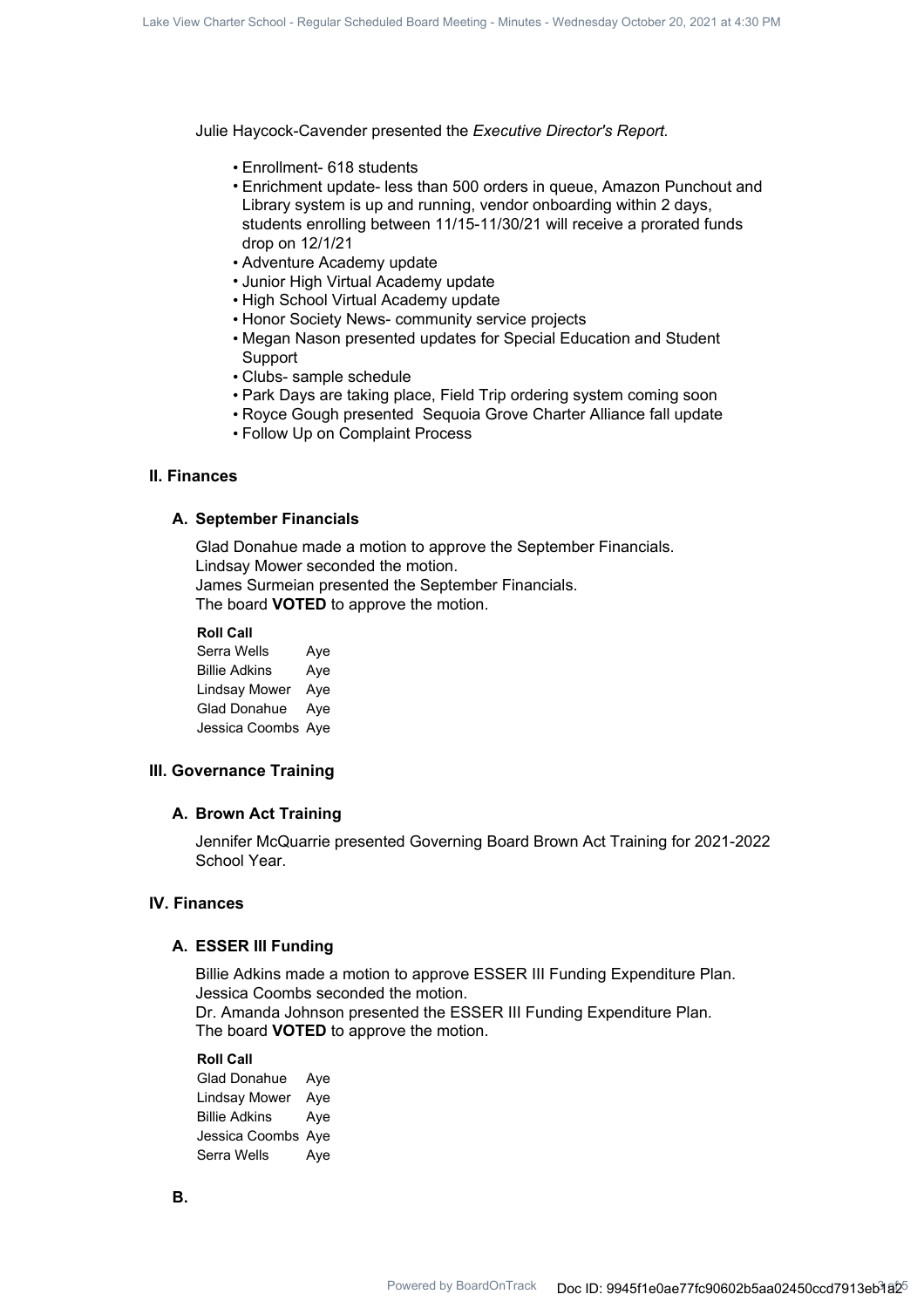Julie Haycock-Cavender presented the *Executive Director's Report.*

- Enrollment- 618 students
- Enrichment update- less than 500 orders in queue, Amazon Punchout and Library system is up and running, vendor onboarding within 2 days, students enrolling between 11/15-11/30/21 will receive a prorated funds drop on 12/1/21
- Adventure Academy update
- Junior High Virtual Academy update
- High School Virtual Academy update
- Honor Society News- community service projects
- Megan Nason presented updates for Special Education and Student Support
- Clubs- sample schedule
- Park Days are taking place, Field Trip ordering system coming soon
- Royce Gough presented Sequoia Grove Charter Alliance fall update
- Follow Up on Complaint Process

## II. Finances

### A. September Financials

Glad Donahue made a motion to approve the September Financials.
Lindsay Mower seconded the motion.
James Surmeian presented the September Financials.
The board **VOTED** to approve the motion.

**Roll Call**

| | |
|---|---|
| Serra Wells | Aye |
| Billie Adkins | Aye |
| Lindsay Mower | Aye |
| Glad Donahue | Aye |
| Jessica Coombs | Aye |

## III. Governance Training

### A. Brown Act Training

Jennifer McQuarrie presented Governing Board Brown Act Training for 2021-2022 School Year.

## IV. Finances

### A. ESSER III Funding

Billie Adkins made a motion to approve ESSER III Funding Expenditure Plan.
Jessica Coombs seconded the motion.
Dr. Amanda Johnson presented the ESSER III Funding Expenditure Plan.
The board **VOTED** to approve the motion.

**Roll Call**

| | |
|---|---|
| Glad Donahue | Aye |
| Lindsay Mower | Aye |
| Billie Adkins | Aye |
| Jessica Coombs | Aye |
| Serra Wells | Aye |

### B.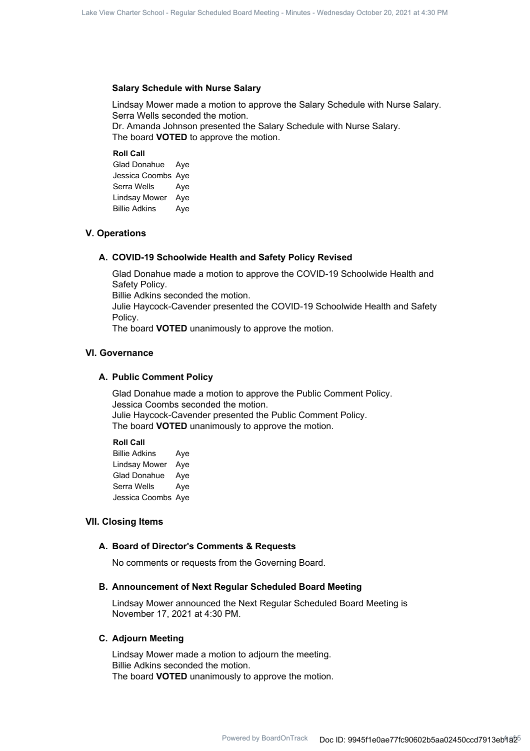### Salary Schedule with Nurse Salary

Lindsay Mower made a motion to approve the Salary Schedule with Nurse Salary.
Serra Wells seconded the motion.
Dr. Amanda Johnson presented the Salary Schedule with Nurse Salary.
The board **VOTED** to approve the motion.

**Roll Call**

| | |
|---|---|
| Glad Donahue | Aye |
| Jessica Coombs | Aye |
| Serra Wells | Aye |
| Lindsay Mower | Aye |
| Billie Adkins | Aye |

## V. Operations

### A. COVID-19 Schoolwide Health and Safety Policy Revised

Glad Donahue made a motion to approve the COVID-19 Schoolwide Health and Safety Policy.
Billie Adkins seconded the motion.
Julie Haycock-Cavender presented the COVID-19 Schoolwide Health and Safety Policy.
The board **VOTED** unanimously to approve the motion.

## VI. Governance

### A. Public Comment Policy

Glad Donahue made a motion to approve the Public Comment Policy.
Jessica Coombs seconded the motion.
Julie Haycock-Cavender presented the Public Comment Policy.
The board **VOTED** unanimously to approve the motion.

**Roll Call**

| | |
|---|---|
| Billie Adkins | Aye |
| Lindsay Mower | Aye |
| Glad Donahue | Aye |
| Serra Wells | Aye |
| Jessica Coombs | Aye |

## VII. Closing Items

### A. Board of Director's Comments & Requests

No comments or requests from the Governing Board.

### B. Announcement of Next Regular Scheduled Board Meeting

Lindsay Mower announced the Next Regular Scheduled Board Meeting is November 17, 2021 at 4:30 PM.

### C. Adjourn Meeting

Lindsay Mower made a motion to adjourn the meeting.
Billie Adkins seconded the motion.
The board **VOTED** unanimously to approve the motion.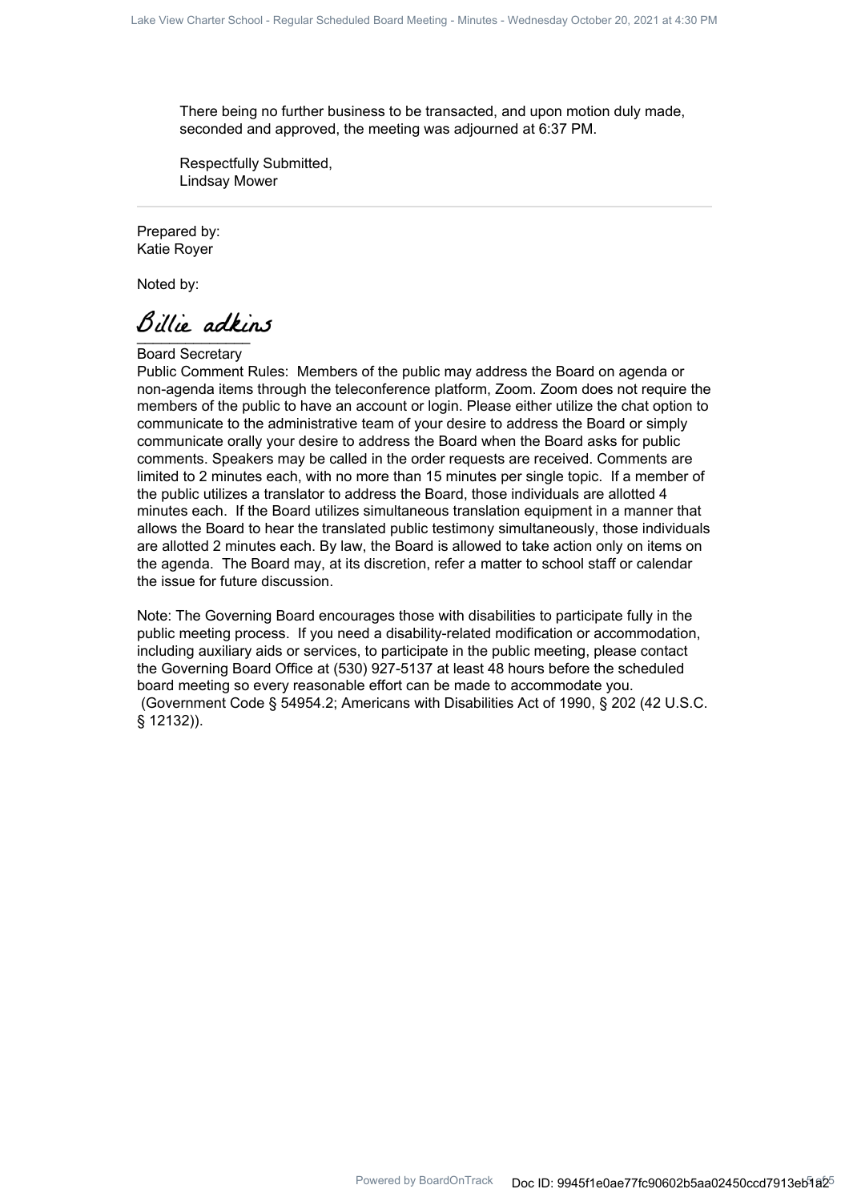There being no further business to be transacted, and upon motion duly made, seconded and approved, the meeting was adjourned at 6:37 PM.

Respectfully Submitted,
Lindsay Mower

---

Prepared by:
Katie Royer

Noted by:

Billie adkins
______________
Board Secretary

Public Comment Rules: Members of the public may address the Board on agenda or non-agenda items through the teleconference platform, Zoom. Zoom does not require the members of the public to have an account or login. Please either utilize the chat option to communicate to the administrative team of your desire to address the Board or simply communicate orally your desire to address the Board when the Board asks for public comments. Speakers may be called in the order requests are received. Comments are limited to 2 minutes each, with no more than 15 minutes per single topic. If a member of the public utilizes a translator to address the Board, those individuals are allotted 4 minutes each. If the Board utilizes simultaneous translation equipment in a manner that allows the Board to hear the translated public testimony simultaneously, those individuals are allotted 2 minutes each. By law, the Board is allowed to take action only on items on the agenda. The Board may, at its discretion, refer a matter to school staff or calendar the issue for future discussion.

Note: The Governing Board encourages those with disabilities to participate fully in the public meeting process. If you need a disability-related modification or accommodation, including auxiliary aids or services, to participate in the public meeting, please contact the Governing Board Office at (530) 927-5137 at least 48 hours before the scheduled board meeting so every reasonable effort can be made to accommodate you. (Government Code § 54954.2; Americans with Disabilities Act of 1990, § 202 (42 U.S.C. § 12132)).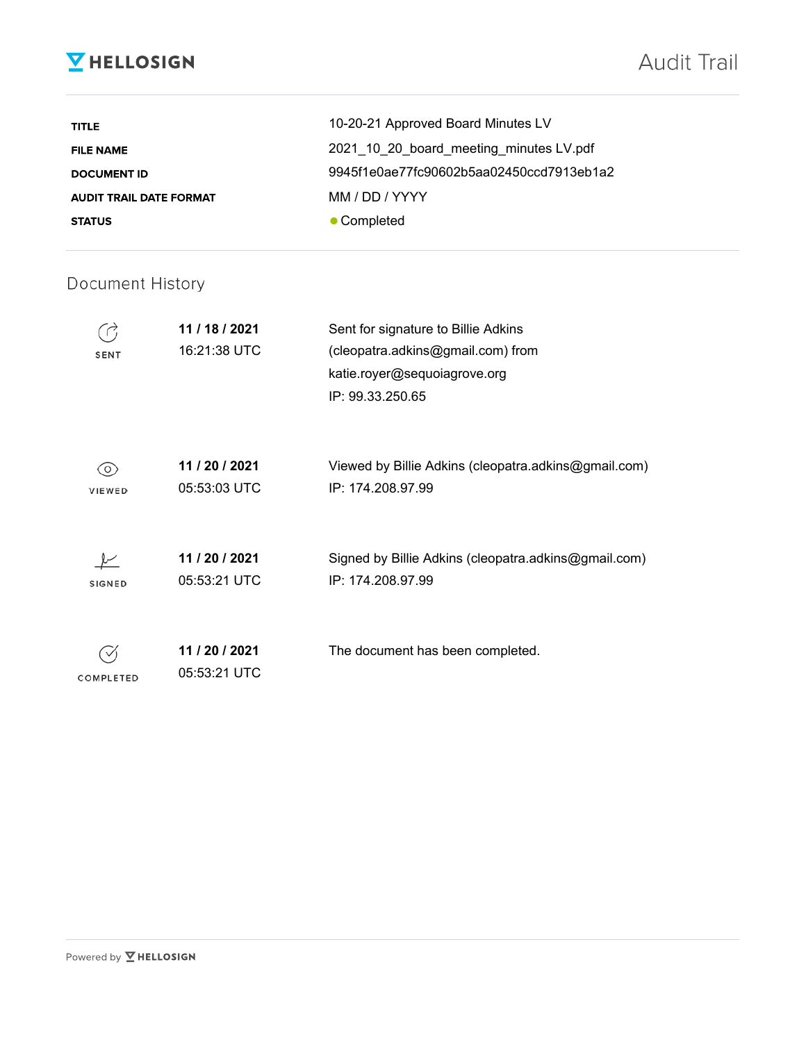HELLOSIGN

# Audit Trail

| | |
|---|---|
| **TITLE** | 10-20-21 Approved Board Minutes LV |
| **FILE NAME** | 2021_10_20_board_meeting_minutes LV.pdf |
| **DOCUMENT ID** | 9945f1e0ae77fc90602b5aa02450ccd7913eb1a2 |
| **AUDIT TRAIL DATE FORMAT** | MM / DD / YYYY |
| **STATUS** | ● Completed |

## Document History

| | | |
|---|---|---|
| SENT | **11 / 18 / 2021** 16:21:38 UTC | Sent for signature to Billie Adkins (cleopatra.adkins@gmail.com) from katie.royer@sequoiagrove.org IP: 99.33.250.65 |
| VIEWED | **11 / 20 / 2021** 05:53:03 UTC | Viewed by Billie Adkins (cleopatra.adkins@gmail.com) IP: 174.208.97.99 |
| SIGNED | **11 / 20 / 2021** 05:53:21 UTC | Signed by Billie Adkins (cleopatra.adkins@gmail.com) IP: 174.208.97.99 |
| COMPLETED | **11 / 20 / 2021** 05:53:21 UTC | The document has been completed. |

Powered by HELLOSIGN